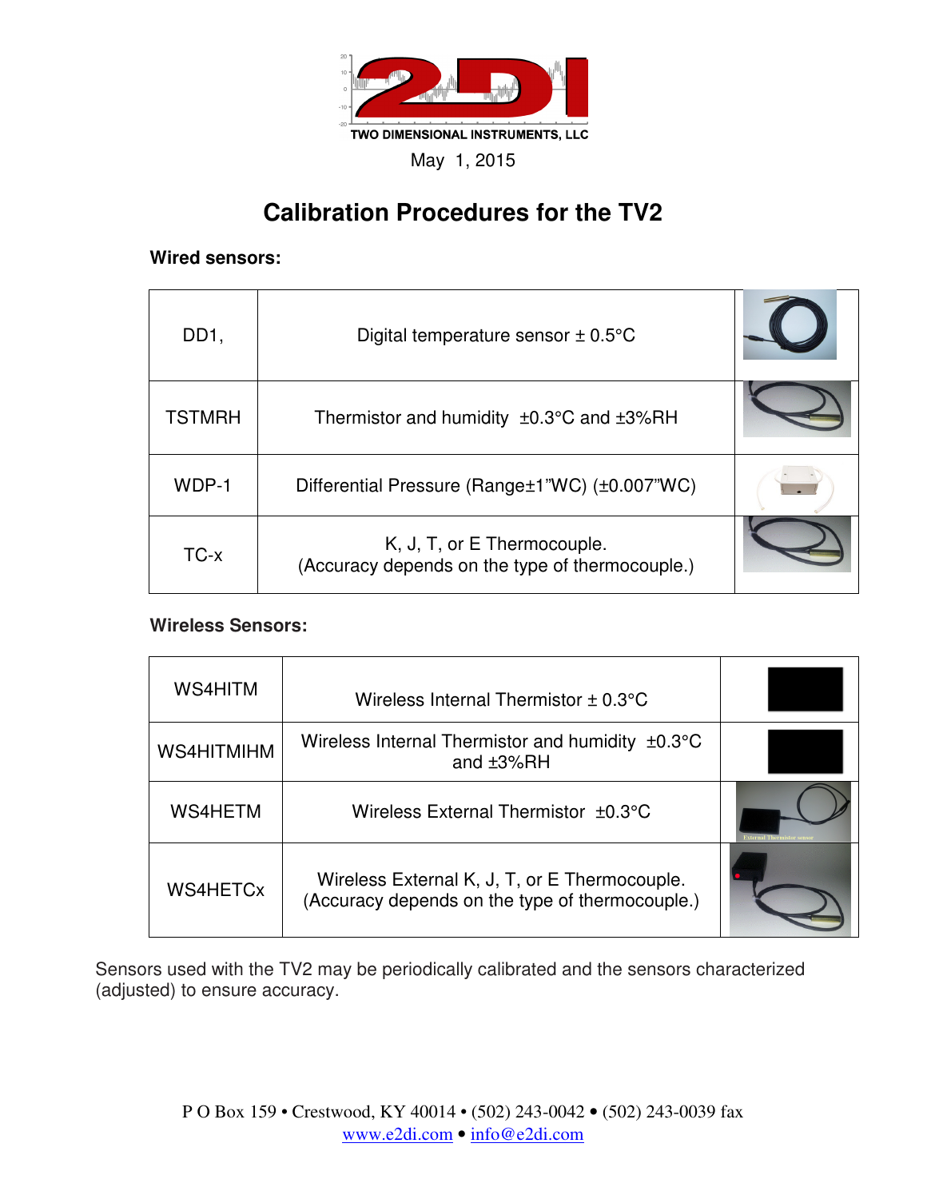TWO DIMENSIONAL INSTRUMENTS, LLC

May 1, 2015

# Calibration Procedures for the TV2

**Wired sensors:**

| | | |
|---|---|---|
| DD1, | Digital temperature sensor ± 0.5°C | |
| TSTMRH | Thermistor and humidity ±0.3°C and ±3%RH | |
| WDP-1 | Differential Pressure (Range±1"WC) (±0.007"WC) | |
| TC-x | K, J, T, or E Thermocouple. (Accuracy depends on the type of thermocouple.) | |

**Wireless Sensors:**

| | | |
|---|---|---|
| WS4HITM | Wireless Internal Thermistor ± 0.3°C | |
| WS4HITMIHM | Wireless Internal Thermistor and humidity ±0.3°C and ±3%RH | |
| WS4HETM | Wireless External Thermistor ±0.3°C | |
| WS4HETCx | Wireless External K, J, T, or E Thermocouple. (Accuracy depends on the type of thermocouple.) | |

Sensors used with the TV2 may be periodically calibrated and the sensors characterized (adjusted) to ensure accuracy.

P O Box 159 • Crestwood, KY 40014 • (502) 243-0042 • (502) 243-0039 fax
www.e2di.com • info@e2di.com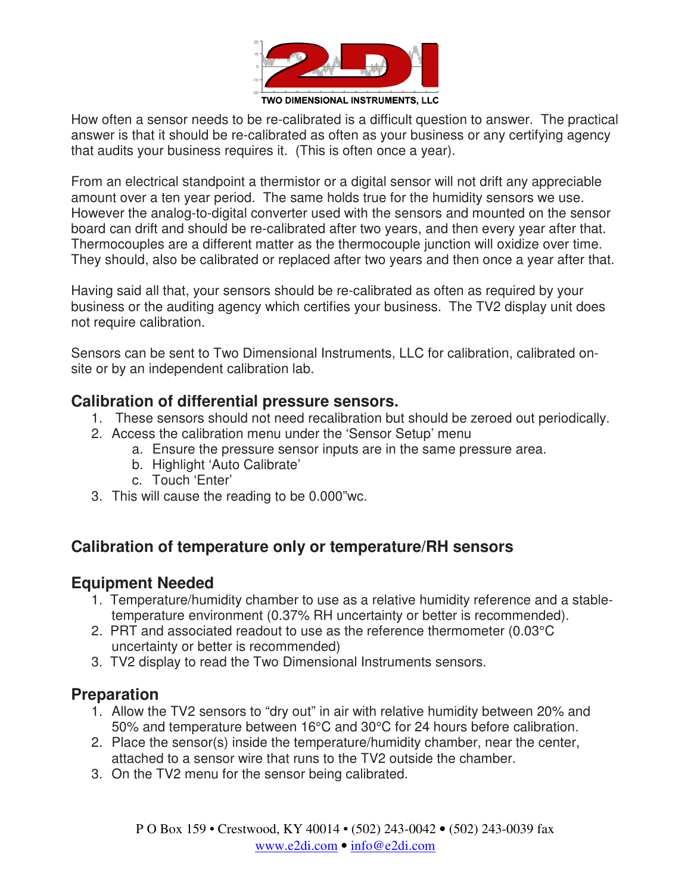How often a sensor needs to be re-calibrated is a difficult question to answer. The practical answer is that it should be re-calibrated as often as your business or any certifying agency that audits your business requires it. (This is often once a year).

From an electrical standpoint a thermistor or a digital sensor will not drift any appreciable amount over a ten year period. The same holds true for the humidity sensors we use. However the analog-to-digital converter used with the sensors and mounted on the sensor board can drift and should be re-calibrated after two years, and then every year after that. Thermocouples are a different matter as the thermocouple junction will oxidize over time. They should, also be calibrated or replaced after two years and then once a year after that.

Having said all that, your sensors should be re-calibrated as often as required by your business or the auditing agency which certifies your business. The TV2 display unit does not require calibration.

Sensors can be sent to Two Dimensional Instruments, LLC for calibration, calibrated on-site or by an independent calibration lab.

## Calibration of differential pressure sensors.

1. These sensors should not need recalibration but should be zeroed out periodically.
2. Access the calibration menu under the 'Sensor Setup' menu
   a. Ensure the pressure sensor inputs are in the same pressure area.
   b. Highlight 'Auto Calibrate'
   c. Touch 'Enter'
3. This will cause the reading to be 0.000"wc.

## Calibration of temperature only or temperature/RH sensors

## Equipment Needed

1. Temperature/humidity chamber to use as a relative humidity reference and a stable-temperature environment (0.37% RH uncertainty or better is recommended).
2. PRT and associated readout to use as the reference thermometer (0.03°C uncertainty or better is recommended)
3. TV2 display to read the Two Dimensional Instruments sensors.

## Preparation

1. Allow the TV2 sensors to "dry out" in air with relative humidity between 20% and 50% and temperature between 16°C and 30°C for 24 hours before calibration.
2. Place the sensor(s) inside the temperature/humidity chamber, near the center, attached to a sensor wire that runs to the TV2 outside the chamber.
3. On the TV2 menu for the sensor being calibrated.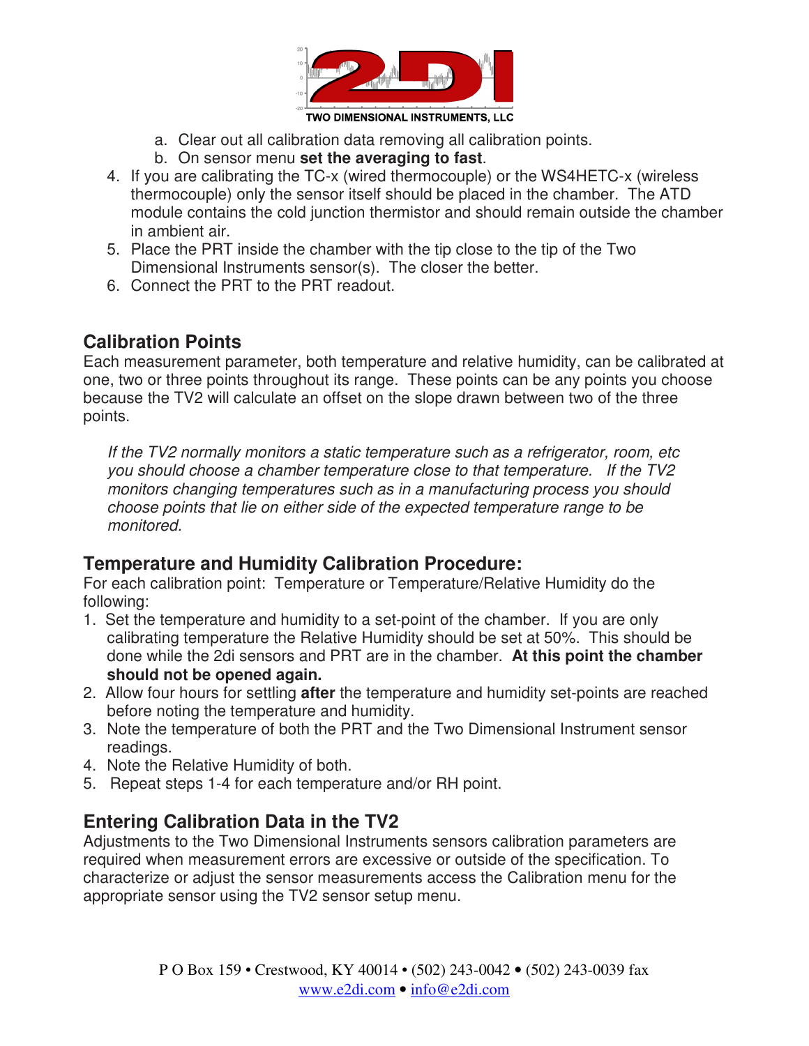a. Clear out all calibration data removing all calibration points.
   b. On sensor menu **set the averaging to fast**.

4. If you are calibrating the TC-x (wired thermocouple) or the WS4HETC-x (wireless thermocouple) only the sensor itself should be placed in the chamber. The ATD module contains the cold junction thermistor and should remain outside the chamber in ambient air.
5. Place the PRT inside the chamber with the tip close to the tip of the Two Dimensional Instruments sensor(s). The closer the better.
6. Connect the PRT to the PRT readout.

## Calibration Points

Each measurement parameter, both temperature and relative humidity, can be calibrated at one, two or three points throughout its range. These points can be any points you choose because the TV2 will calculate an offset on the slope drawn between two of the three points.

*If the TV2 normally monitors a static temperature such as a refrigerator, room, etc you should choose a chamber temperature close to that temperature. If the TV2 monitors changing temperatures such as in a manufacturing process you should choose points that lie on either side of the expected temperature range to be monitored.*

## Temperature and Humidity Calibration Procedure:

For each calibration point: Temperature or Temperature/Relative Humidity do the following:

1. Set the temperature and humidity to a set-point of the chamber. If you are only calibrating temperature the Relative Humidity should be set at 50%. This should be done while the 2di sensors and PRT are in the chamber. **At this point the chamber should not be opened again.**
2. Allow four hours for settling **after** the temperature and humidity set-points are reached before noting the temperature and humidity.
3. Note the temperature of both the PRT and the Two Dimensional Instrument sensor readings.
4. Note the Relative Humidity of both.
5. Repeat steps 1-4 for each temperature and/or RH point.

## Entering Calibration Data in the TV2

Adjustments to the Two Dimensional Instruments sensors calibration parameters are required when measurement errors are excessive or outside of the specification. To characterize or adjust the sensor measurements access the Calibration menu for the appropriate sensor using the TV2 sensor setup menu.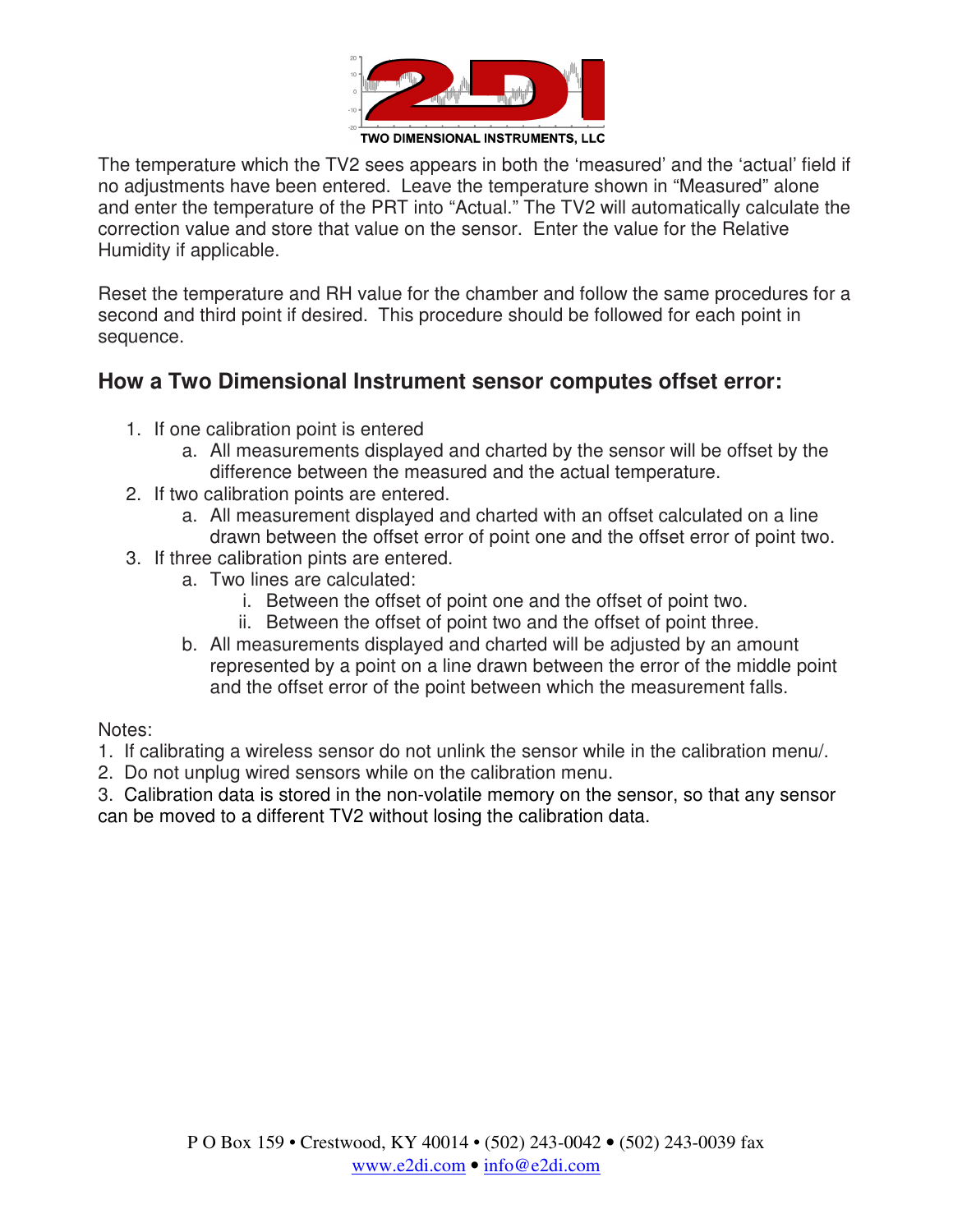The temperature which the TV2 sees appears in both the 'measured' and the 'actual' field if no adjustments have been entered. Leave the temperature shown in "Measured" alone and enter the temperature of the PRT into "Actual." The TV2 will automatically calculate the correction value and store that value on the sensor. Enter the value for the Relative Humidity if applicable.

Reset the temperature and RH value for the chamber and follow the same procedures for a second and third point if desired. This procedure should be followed for each point in sequence.

## How a Two Dimensional Instrument sensor computes offset error:

1. If one calibration point is entered
   a. All measurements displayed and charted by the sensor will be offset by the difference between the measured and the actual temperature.
2. If two calibration points are entered.
   a. All measurement displayed and charted with an offset calculated on a line drawn between the offset error of point one and the offset error of point two.
3. If three calibration pints are entered.
   a. Two lines are calculated:
      i. Between the offset of point one and the offset of point two.
      ii. Between the offset of point two and the offset of point three.
   b. All measurements displayed and charted will be adjusted by an amount represented by a point on a line drawn between the error of the middle point and the offset error of the point between which the measurement falls.

Notes:

1. If calibrating a wireless sensor do not unlink the sensor while in the calibration menu/.
2. Do not unplug wired sensors while on the calibration menu.
3. Calibration data is stored in the non-volatile memory on the sensor, so that any sensor can be moved to a different TV2 without losing the calibration data.